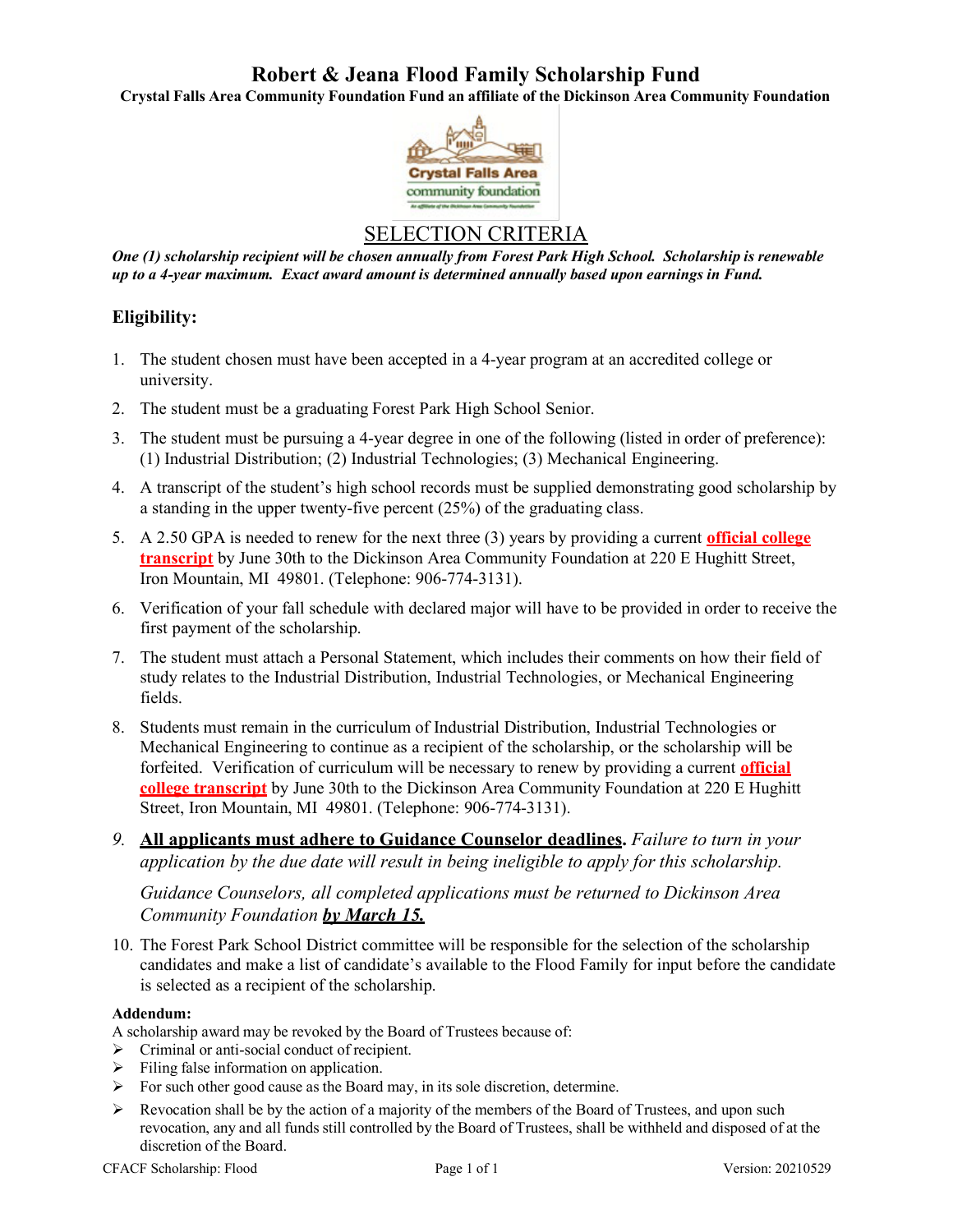# Robert & Jeana Flood Family Scholarship Fund

**Crystal Falls Area Community Foundation Fund an affiliate of the Dickinson Area Community Foundation**

## SELECTION CRITERIA

***One (1) scholarship recipient will be chosen annually from Forest Park High School. Scholarship is renewable up to a 4-year maximum. Exact award amount is determined annually based upon earnings in Fund.***

### Eligibility:

1. The student chosen must have been accepted in a 4-year program at an accredited college or university.
2. The student must be a graduating Forest Park High School Senior.
3. The student must be pursuing a 4-year degree in one of the following (listed in order of preference): (1) Industrial Distribution; (2) Industrial Technologies; (3) Mechanical Engineering.
4. A transcript of the student's high school records must be supplied demonstrating good scholarship by a standing in the upper twenty-five percent (25%) of the graduating class.
5. A 2.50 GPA is needed to renew for the next three (3) years by providing a current **official college transcript** by June 30th to the Dickinson Area Community Foundation at 220 E Hughitt Street, Iron Mountain, MI 49801. (Telephone: 906-774-3131).
6. Verification of your fall schedule with declared major will have to be provided in order to receive the first payment of the scholarship.
7. The student must attach a Personal Statement, which includes their comments on how their field of study relates to the Industrial Distribution, Industrial Technologies, or Mechanical Engineering fields.
8. Students must remain in the curriculum of Industrial Distribution, Industrial Technologies or Mechanical Engineering to continue as a recipient of the scholarship, or the scholarship will be forfeited. Verification of curriculum will be necessary to renew by providing a current **official college transcript** by June 30th to the Dickinson Area Community Foundation at 220 E Hughitt Street, Iron Mountain, MI 49801. (Telephone: 906-774-3131).
9. **All applicants must adhere to Guidance Counselor deadlines.** *Failure to turn in your application by the due date will result in being ineligible to apply for this scholarship.*

   *Guidance Counselors, all completed applications must be returned to Dickinson Area Community Foundation* ***by March 15.***
10. The Forest Park School District committee will be responsible for the selection of the scholarship candidates and make a list of candidate's available to the Flood Family for input before the candidate is selected as a recipient of the scholarship.

**Addendum:**

A scholarship award may be revoked by the Board of Trustees because of:

- Criminal or anti-social conduct of recipient.
- Filing false information on application.
- For such other good cause as the Board may, in its sole discretion, determine.
- Revocation shall be by the action of a majority of the members of the Board of Trustees, and upon such revocation, any and all funds still controlled by the Board of Trustees, shall be withheld and disposed of at the discretion of the Board.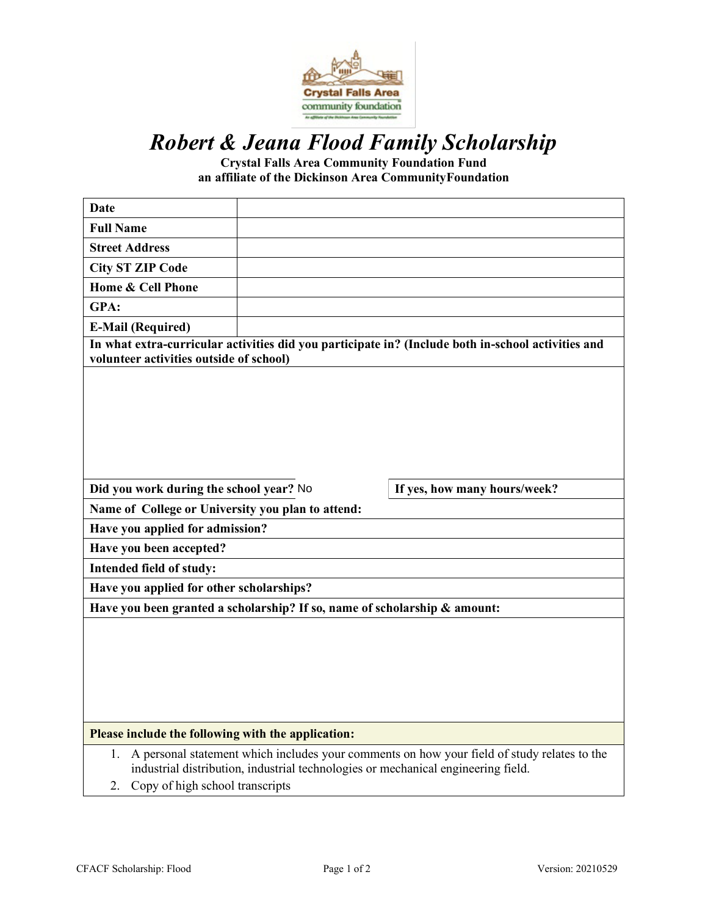# *Robert & Jeana Flood Family Scholarship*

**Crystal Falls Area Community Foundation Fund**
**an affiliate of the Dickinson Area CommunityFoundation**

| | |
|---|---|
| **Date** | |
| **Full Name** | |
| **Street Address** | |
| **City ST ZIP Code** | |
| **Home & Cell Phone** | |
| **GPA:** | |
| **E-Mail (Required)** | |

**In what extra-curricular activities did you participate in? (Include both in-school activities and volunteer activities outside of school)**

| | |
|---|---|
| **Did you work during the school year?** No | **If yes, how many hours/week?** |

**Name of College or University you plan to attend:**

**Have you applied for admission?**

**Have you been accepted?**

**Intended field of study:**

**Have you applied for other scholarships?**

**Have you been granted a scholarship? If so, name of scholarship & amount:**

**Please include the following with the application:**

1. A personal statement which includes your comments on how your field of study relates to the industrial distribution, industrial technologies or mechanical engineering field.
2. Copy of high school transcripts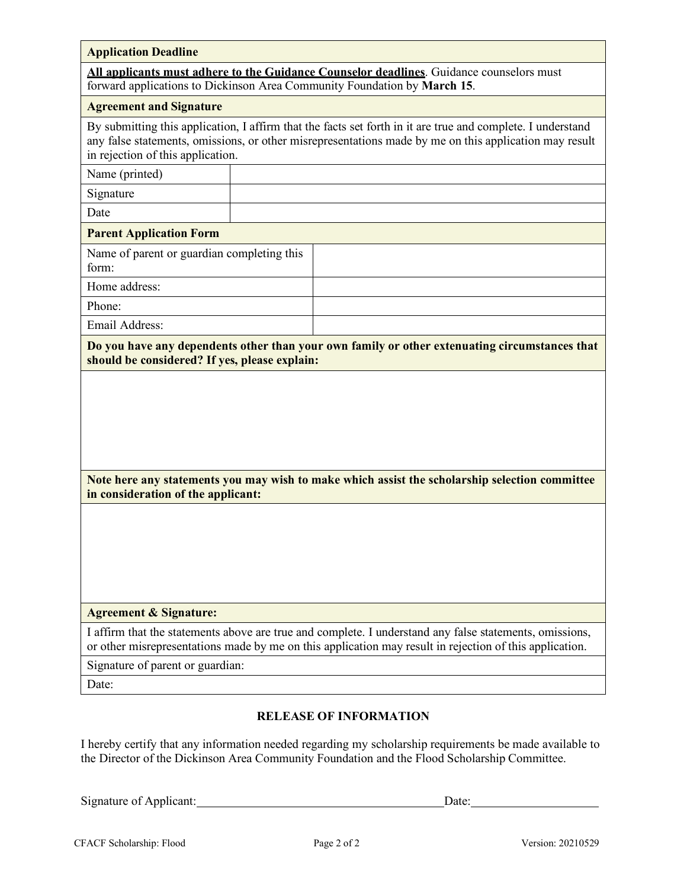| **Application Deadline** |
| --- |
| **<u>All applicants must adhere to the Guidance Counselor deadlines</u>**. Guidance counselors must forward applications to Dickinson Area Community Foundation by **March 15**. |

| **Agreement and Signature** | |
| --- | --- |
| By submitting this application, I affirm that the facts set forth in it are true and complete. I understand any false statements, omissions, or other misrepresentations made by me on this application may result in rejection of this application. | |
| Name (printed) | |
| Signature | |
| Date | |

| **Parent Application Form** | |
| --- | --- |
| Name of parent or guardian completing this form: | |
| Home address: | |
| Phone: | |
| Email Address: | |

| **Do you have any dependents other than your own family or other extenuating circumstances that should be considered? If yes, please explain:** |
| --- |
| |

| **Note here any statements you may wish to make which assist the scholarship selection committee in consideration of the applicant:** |
| --- |
| |

| **Agreement & Signature:** |
| --- |
| I affirm that the statements above are true and complete. I understand any false statements, omissions, or other misrepresentations made by me on this application may result in rejection of this application. |
| Signature of parent or guardian: |
| Date: |

## RELEASE OF INFORMATION

I hereby certify that any information needed regarding my scholarship requirements be made available to the Director of the Dickinson Area Community Foundation and the Flood Scholarship Committee.

Signature of Applicant:\_\_\_\_\_\_\_\_\_\_\_\_\_\_\_\_\_\_\_\_\_\_\_\_\_\_\_\_\_\_\_\_\_\_\_\_ Date:\_\_\_\_\_\_\_\_\_\_\_\_\_\_\_\_\_\_

CFACF Scholarship: Flood Version: 20210529